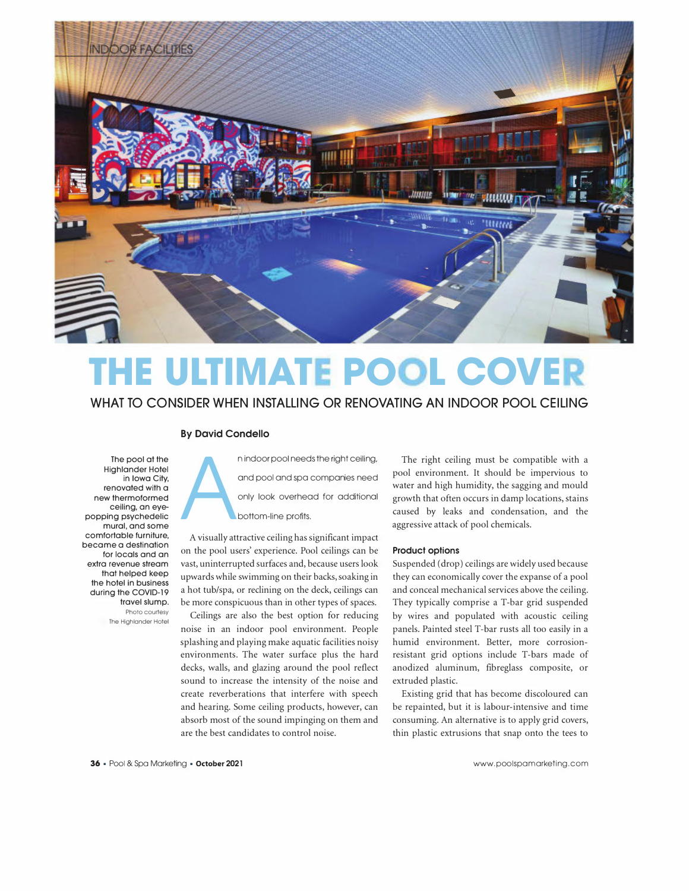INDOOR FACILITIES

# THE ULTIMATE POOL COVER

## WHAT TO CONSIDER WHEN INSTALLING OR RENOVATING AN INDOOR POOL CEILING

**By David Condello**

The pool at the Highlander Hotel in Iowa City, renovated with a new thermoformed ceiling, an eye-popping psychedelic mural, and some comfortable furniture, became a destination for locals and an extra revenue stream that helped keep the hotel in business during the COVID-19 travel slump.
Photo courtesy The Highlander Hotel

An indoor pool needs the right ceiling, and pool and spa companies need only look overhead for additional bottom-line profits.

A visually attractive ceiling has significant impact on the pool users' experience. Pool ceilings can be vast, uninterrupted surfaces and, because users look upwards while swimming on their backs, soaking in a hot tub/spa, or reclining on the deck, ceilings can be more conspicuous than in other types of spaces.

Ceilings are also the best option for reducing noise in an indoor pool environment. People splashing and playing make aquatic facilities noisy environments. The water surface plus the hard decks, walls, and glazing around the pool reflect sound to increase the intensity of the noise and create reverberations that interfere with speech and hearing. Some ceiling products, however, can absorb most of the sound impinging on them and are the best candidates to control noise.

The right ceiling must be compatible with a pool environment. It should be impervious to water and high humidity, the sagging and mould growth that often occurs in damp locations, stains caused by leaks and condensation, and the aggressive attack of pool chemicals.

### Product options

Suspended (drop) ceilings are widely used because they can economically cover the expanse of a pool and conceal mechanical services above the ceiling. They typically comprise a T-bar grid suspended by wires and populated with acoustic ceiling panels. Painted steel T-bar rusts all too easily in a humid environment. Better, more corrosion-resistant grid options include T-bars made of anodized aluminum, fibreglass composite, or extruded plastic.

Existing grid that has become discoloured can be repainted, but it is labour-intensive and time consuming. An alternative is to apply grid covers, thin plastic extrusions that snap onto the tees to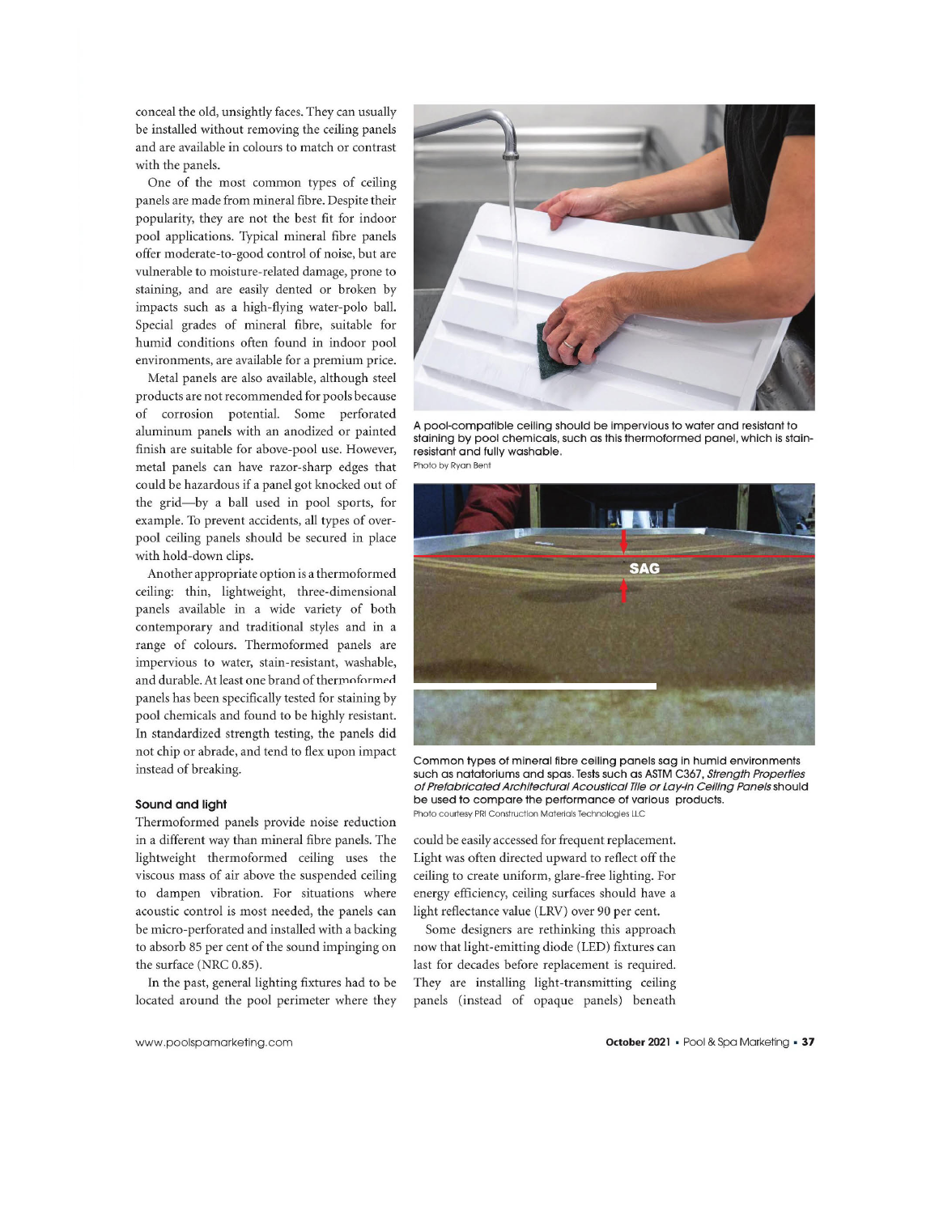conceal the old, unsightly faces. They can usually be installed without removing the ceiling panels and are available in colours to match or contrast with the panels.

One of the most common types of ceiling panels are made from mineral fibre. Despite their popularity, they are not the best fit for indoor pool applications. Typical mineral fibre panels offer moderate-to-good control of noise, but are vulnerable to moisture-related damage, prone to staining, and are easily dented or broken by impacts such as a high-flying water-polo ball. Special grades of mineral fibre, suitable for humid conditions often found in indoor pool environments, are available for a premium price.

Metal panels are also available, although steel products are not recommended for pools because of corrosion potential. Some perforated aluminum panels with an anodized or painted finish are suitable for above-pool use. However, metal panels can have razor-sharp edges that could be hazardous if a panel got knocked out of the grid—by a ball used in pool sports, for example. To prevent accidents, all types of over-pool ceiling panels should be secured in place with hold-down clips.

Another appropriate option is a thermoformed ceiling: thin, lightweight, three-dimensional panels available in a wide variety of both contemporary and traditional styles and in a range of colours. Thermoformed panels are impervious to water, stain-resistant, washable, and durable. At least one brand of thermoformed panels has been specifically tested for staining by pool chemicals and found to be highly resistant. In standardized strength testing, the panels did not chip or abrade, and tend to flex upon impact instead of breaking.

### Sound and light

Thermoformed panels provide noise reduction in a different way than mineral fibre panels. The lightweight thermoformed ceiling uses the viscous mass of air above the suspended ceiling to dampen vibration. For situations where acoustic control is most needed, the panels can be micro-perforated and installed with a backing to absorb 85 per cent of the sound impinging on the surface (NRC 0.85).

In the past, general lighting fixtures had to be located around the pool perimeter where they could be easily accessed for frequent replacement. Light was often directed upward to reflect off the ceiling to create uniform, glare-free lighting. For energy efficiency, ceiling surfaces should have a light reflectance value (LRV) over 90 per cent.

Some designers are rethinking this approach now that light-emitting diode (LED) fixtures can last for decades before replacement is required. They are installing light-transmitting ceiling panels (instead of opaque panels) beneath

A pool-compatible ceiling should be impervious to water and resistant to staining by pool chemicals, such as this thermoformed panel, which is stain-resistant and fully washable.
Photo by Ryan Bent

Common types of mineral fibre ceiling panels sag in humid environments such as natatoriums and spas. Tests such as ASTM C367, *Strength Properties of Prefabricated Architectural Acoustical Tile or Lay-in Ceiling Panels* should be used to compare the performance of various products.
Photo courtesy PRI Construction Materials Technologies LLC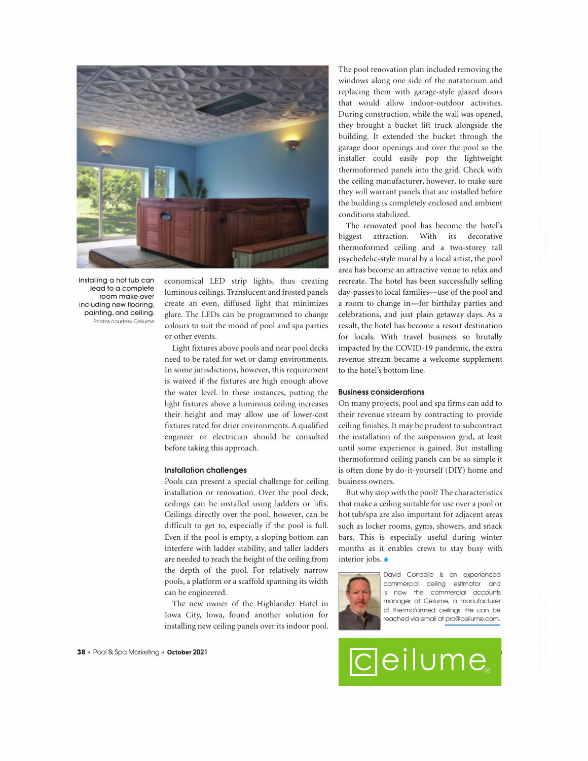Installing a hot tub can lead to a complete room make-over including new flooring, painting, and ceiling.

Photos courtesy Ceilume

economical LED strip lights, thus creating luminous ceilings. Translucent and frosted panels create an even, diffused light that minimizes glare. The LEDs can be programmed to change colours to suit the mood of pool and spa parties or other events.

Light fixtures above pools and near pool decks need to be rated for wet or damp environments. In some jurisdictions, however, this requirement is waived if the fixtures are high enough above the water level. In these instances, putting the light fixtures above a luminous ceiling increases their height and may allow use of lower-cost fixtures rated for drier environments. A qualified engineer or electrician should be consulted before taking this approach.

### Installation challenges

Pools can present a special challenge for ceiling installation or renovation. Over the pool deck, ceilings can be installed using ladders or lifts. Ceilings directly over the pool, however, can be difficult to get to, especially if the pool is full. Even if the pool is empty, a sloping bottom can interfere with ladder stability, and taller ladders are needed to reach the height of the ceiling from the depth of the pool. For relatively narrow pools, a platform or a scaffold spanning its width can be engineered.

The new owner of the Highlander Hotel in Iowa City, Iowa, found another solution for installing new ceiling panels over its indoor pool. The pool renovation plan included removing the windows along one side of the natatorium and replacing them with garage-style glazed doors that would allow indoor-outdoor activities. During construction, while the wall was opened, they brought a bucket lift truck alongside the building. It extended the bucket through the garage door openings and over the pool so the installer could easily pop the lightweight thermoformed panels into the grid. Check with the ceiling manufacturer, however, to make sure they will warrant panels that are installed before the building is completely enclosed and ambient conditions stabilized.

The renovated pool has become the hotel's biggest attraction. With its decorative thermoformed ceiling and a two-storey tall psychedelic-style mural by a local artist, the pool area has become an attractive venue to relax and recreate. The hotel has been successfully selling day-passes to local families—use of the pool and a room to change in—for birthday parties and celebrations, and just plain getaway days. As a result, the hotel has become a resort destination for locals. With travel business so brutally impacted by the COVID-19 pandemic, the extra revenue stream became a welcome supplement to the hotel's bottom line.

### Business considerations

On many projects, pool and spa firms can add to their revenue stream by contracting to provide ceiling finishes. It may be prudent to subcontract the installation of the suspension grid, at least until some experience is gained. But installing thermoformed ceiling panels can be so simple it is often done by do-it-yourself (DIY) home and business owners.

But why stop with the pool? The characteristics that make a ceiling suitable for use over a pool or hot tub/spa are also important for adjacent areas such as locker rooms, gyms, showers, and snack bars. This is especially useful during winter months as it enables crews to stay busy with interior jobs.

David Condello is an experienced commercial ceiling estimator and is now the commercial accounts manager at Ceilume, a manufacturer of thermoformed ceilings. He can be reached via email at pro@ceilume.com.

Ceilume®